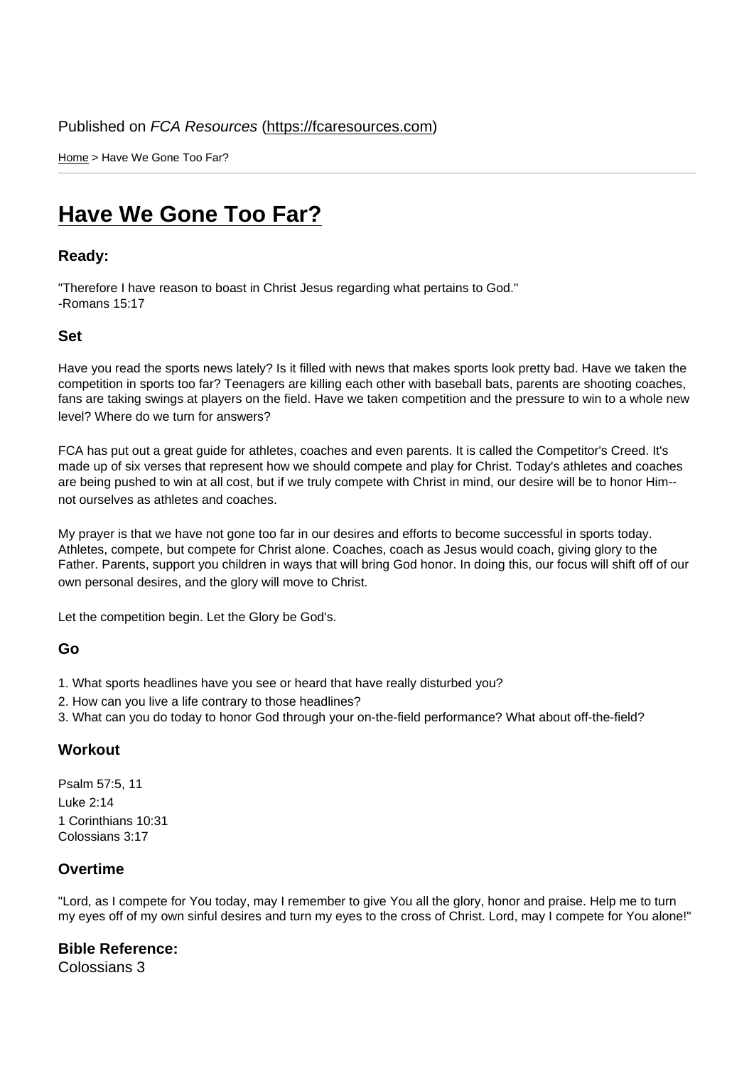Published on *FCA Resources* (https://fcaresources.com)

Home > Have We Gone Too Far?

# Have We Gone Too Far?

### Ready:

"Therefore I have reason to boast in Christ Jesus regarding what pertains to God."
-Romans 15:17

### Set

Have you read the sports news lately? Is it filled with news that makes sports look pretty bad. Have we taken the competition in sports too far? Teenagers are killing each other with baseball bats, parents are shooting coaches, fans are taking swings at players on the field. Have we taken competition and the pressure to win to a whole new level? Where do we turn for answers?

FCA has put out a great guide for athletes, coaches and even parents. It is called the Competitor's Creed. It's made up of six verses that represent how we should compete and play for Christ. Today's athletes and coaches are being pushed to win at all cost, but if we truly compete with Christ in mind, our desire will be to honor Him--not ourselves as athletes and coaches.

My prayer is that we have not gone too far in our desires and efforts to become successful in sports today. Athletes, compete, but compete for Christ alone. Coaches, coach as Jesus would coach, giving glory to the Father. Parents, support you children in ways that will bring God honor. In doing this, our focus will shift off of our own personal desires, and the glory will move to Christ.

Let the competition begin. Let the Glory be God's.

### Go

1. What sports headlines have you see or heard that have really disturbed you?
2. How can you live a life contrary to those headlines?
3. What can you do today to honor God through your on-the-field performance? What about off-the-field?

### Workout

Psalm 57:5, 11
Luke 2:14
1 Corinthians 10:31
Colossians 3:17

### Overtime

"Lord, as I compete for You today, may I remember to give You all the glory, honor and praise. Help me to turn my eyes off of my own sinful desires and turn my eyes to the cross of Christ. Lord, may I compete for You alone!"

### Bible Reference:

Colossians 3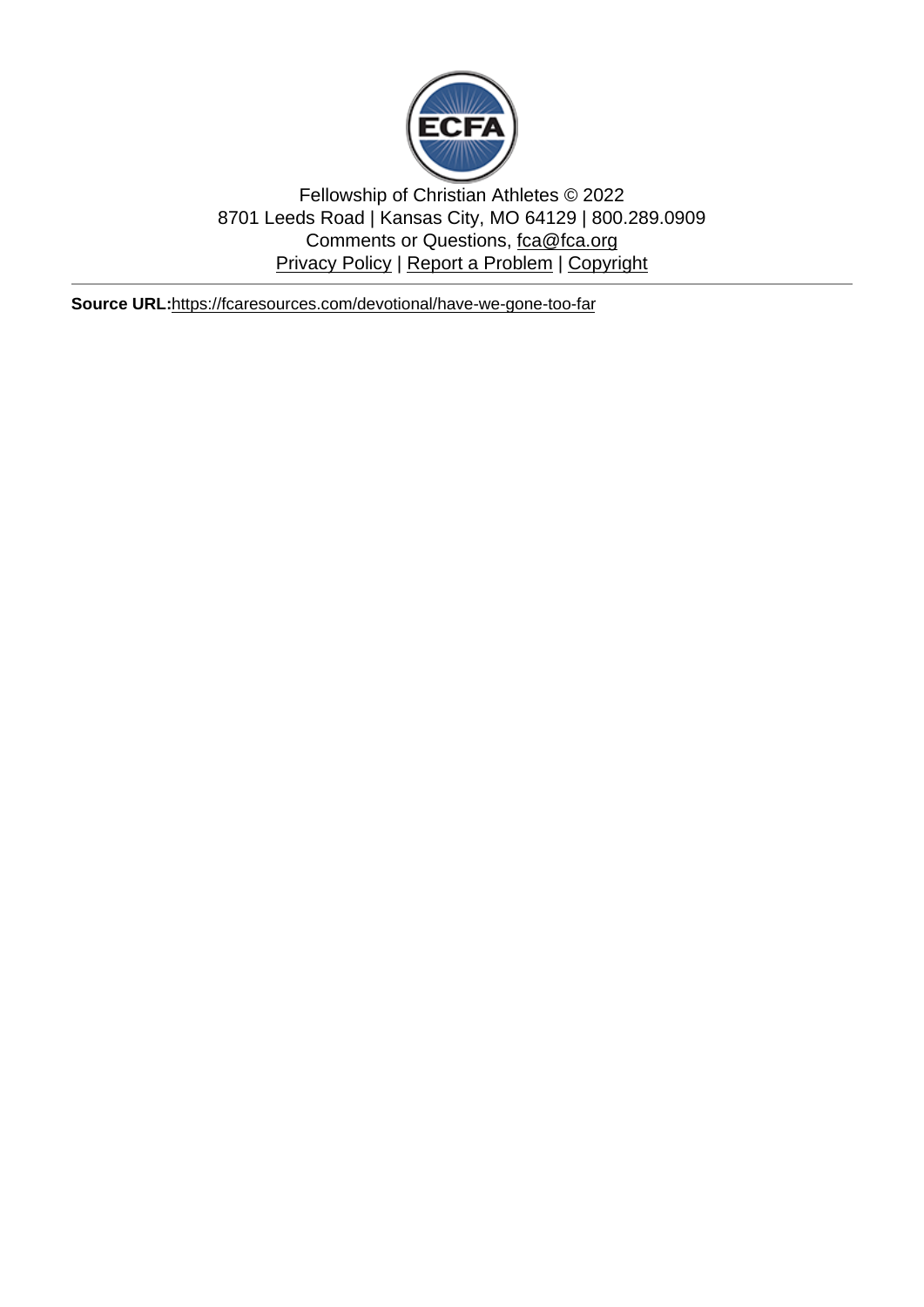Fellowship of Christian Athletes © 2022
8701 Leeds Road | Kansas City, MO 64129 | 800.289.0909
Comments or Questions, fca@fca.org
Privacy Policy | Report a Problem | Copyright

---

**Source URL:** https://fcaresources.com/devotional/have-we-gone-too-far